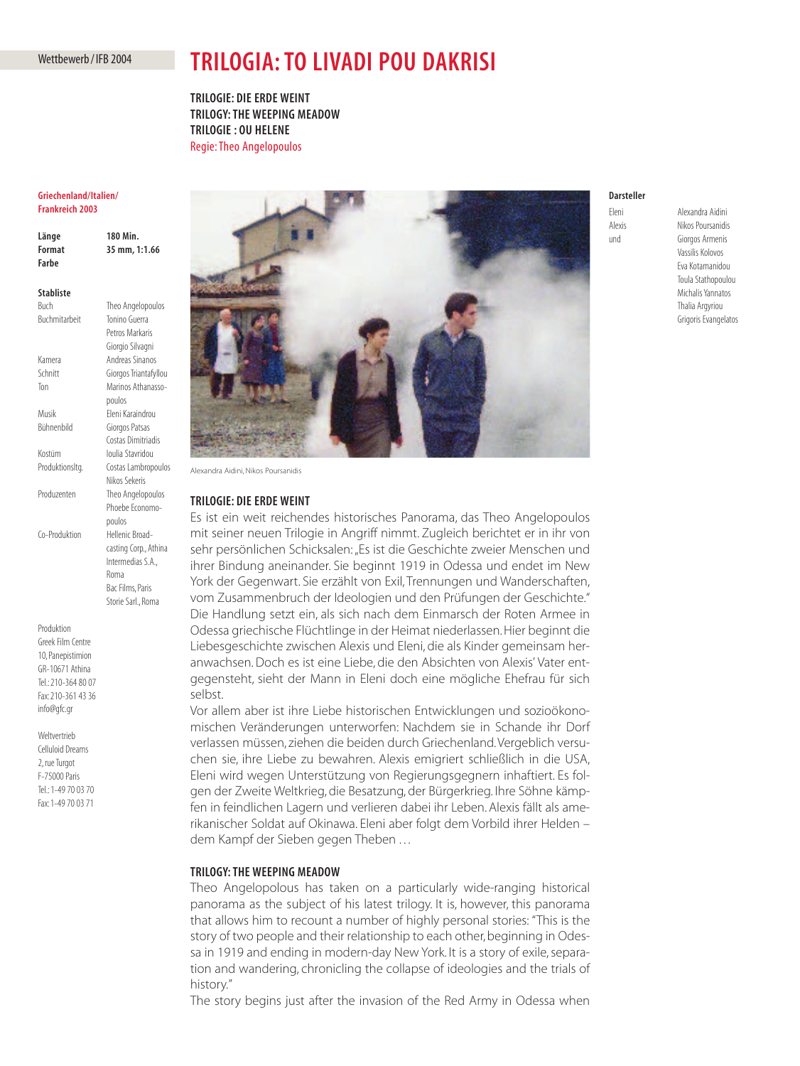Wettbewerb / IFB 2004

# TRILOGIA: TO LIVADI POU DAKRISI

**TRILOGIE: DIE ERDE WEINT**
**TRILOGY: THE WEEPING MEADOW**
**TRILOGIE : OU HELENE**
Regie: Theo Angelopoulos

**Griechenland/Italien/ Frankreich 2003**

| | |
|---|---|
| **Länge** | **180 Min.** |
| **Format** | **35 mm, 1:1.66** |
| **Farbe** | |

**Stabliste**

| | |
|---|---|
| Buch | Theo Angelopoulos |
| Buchmitarbeit | Tonino Guerra<br>Petros Markaris<br>Giorgio Silvagni |
| Kamera | Andreas Sinanos |
| Schnitt | Giorgos Triantafyllou |
| Ton | Marinos Athanasso-poulos |
| Musik | Eleni Karaindrou |
| Bühnenbild | Giorgos Patsas<br>Costas Dimitriadis |
| Kostüm | Ioulia Stavridou |
| Produktionsltg. | Costas Lambropoulos<br>Nikos Sekeris |
| Produzenten | Theo Angelopoulos<br>Phoebe Economo-poulos |
| Co-Produktion | Hellenic Broad-casting Corp., Athina<br>Intermedias S.A., Roma<br>Bac Films, Paris<br>Storie Sarl., Roma |

Produktion
Greek Film Centre
10, Panepistimion
GR-10671 Athina
Tel.: 210-364 80 07
Fax: 210-361 43 36
info@gfc.gr

Weltvertrieb
Celluloid Dreams
2, rue Turgot
F-75000 Paris
Tel.: 1-49 70 03 70
Fax: 1-49 70 03 71

**Darsteller**

| | |
|---|---|
| Eleni | Alexandra Aidini |
| Alexis | Nikos Poursanidis |
| und | Giorgos Armenis<br>Vassilis Kolovos<br>Eva Kotamanidou<br>Toula Stathopoulou<br>Michalis Yannatos<br>Thalia Argyriou<br>Grigoris Evangelatos |

Alexandra Aidini, Nikos Poursanidis

## TRILOGIE: DIE ERDE WEINT

Es ist ein weit reichendes historisches Panorama, das Theo Angelopoulos mit seiner neuen Trilogie in Angriff nimmt. Zugleich berichtet er in ihr von sehr persönlichen Schicksalen: „Es ist die Geschichte zweier Menschen und ihrer Bindung aneinander. Sie beginnt 1919 in Odessa und endet im New York der Gegenwart. Sie erzählt von Exil, Trennungen und Wanderschaften, vom Zusammenbruch der Ideologien und den Prüfungen der Geschichte."
Die Handlung setzt ein, als sich nach dem Einmarsch der Roten Armee in Odessa griechische Flüchtlinge in der Heimat niederlassen. Hier beginnt die Liebesgeschichte zwischen Alexis und Eleni, die als Kinder gemeinsam heranwachsen. Doch es ist eine Liebe, die den Absichten von Alexis' Vater entgegensteht, sieht der Mann in Eleni doch eine mögliche Ehefrau für sich selbst.
Vor allem aber ist ihre Liebe historischen Entwicklungen und sozioökonomischen Veränderungen unterworfen: Nachdem sie in Schande ihr Dorf verlassen müssen, ziehen die beiden durch Griechenland. Vergeblich versuchen sie, ihre Liebe zu bewahren. Alexis emigriert schließlich in die USA, Eleni wird wegen Unterstützung von Regierungsgegnern inhaftiert. Es folgen der Zweite Weltkrieg, die Besatzung, der Bürgerkrieg. Ihre Söhne kämpfen in feindlichen Lagern und verlieren dabei ihr Leben. Alexis fällt als amerikanischer Soldat auf Okinawa. Eleni aber folgt dem Vorbild ihrer Helden – dem Kampf der Sieben gegen Theben …

## TRILOGY: THE WEEPING MEADOW

Theo Angelopolous has taken on a particularly wide-ranging historical panorama as the subject of his latest trilogy. It is, however, this panorama that allows him to recount a number of highly personal stories: "This is the story of two people and their relationship to each other, beginning in Odessa in 1919 and ending in modern-day New York. It is a story of exile, separation and wandering, chronicling the collapse of ideologies and the trials of history."
The story begins just after the invasion of the Red Army in Odessa when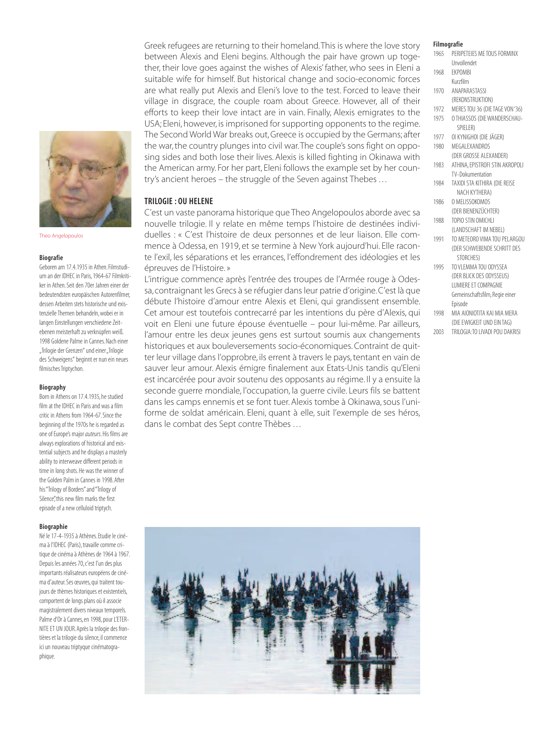Greek refugees are returning to their homeland. This is where the love story between Alexis and Eleni begins. Although the pair have grown up together, their love goes against the wishes of Alexis' father, who sees in Eleni a suitable wife for himself. But historical change and socio-economic forces are what really put Alexis and Eleni's love to the test. Forced to leave their village in disgrace, the couple roam about Greece. However, all of their efforts to keep their love intact are in vain. Finally, Alexis emigrates to the USA; Eleni, however, is imprisoned for supporting opponents to the regime. The Second World War breaks out, Greece is occupied by the Germans; after the war, the country plunges into civil war. The couple's sons fight on opposing sides and both lose their lives. Alexis is killed fighting in Okinawa with the American army. For her part, Eleni follows the example set by her country's ancient heroes – the struggle of the Seven against Thebes …

## TRILOGIE : OU HELENE

C'est un vaste panorama historique que Theo Angelopoulos aborde avec sa nouvelle trilogie. Il y relate en même temps l'histoire de destinées individuelles : « C'est l'histoire de deux personnes et de leur liaison. Elle commence à Odessa, en 1919, et se termine à New York aujourd'hui. Elle raconte l'exil, les séparations et les errances, l'effondrement des idéologies et les épreuves de l'Histoire. »

L'intrigue commence après l'entrée des troupes de l'Armée rouge à Odessa, contraignant les Grecs à se réfugier dans leur patrie d'origine. C'est là que débute l'histoire d'amour entre Alexis et Eleni, qui grandissent ensemble. Cet amour est toutefois contrecarré par les intentions du père d'Alexis, qui voit en Eleni une future épouse éventuelle – pour lui-même. Par ailleurs, l'amour entre les deux jeunes gens est surtout soumis aux changements historiques et aux bouleversements socio-économiques. Contraint de quitter leur village dans l'opprobre, ils errent à travers le pays, tentant en vain de sauver leur amour. Alexis émigre finalement aux Etats-Unis tandis qu'Eleni est incarcérée pour avoir soutenu des opposants au régime. Il y a ensuite la seconde guerre mondiale, l'occupation, la guerre civile. Leurs fils se battent dans les camps ennemis et se font tuer. Alexis tombe à Okinawa, sous l'uniforme de soldat américain. Eleni, quant à elle, suit l'exemple de ses héros, dans le combat des Sept contre Thèbes …

Theo Angelopoulos

### Biografie

Geboren am 17.4.1935 in Athen. Filmstudium an der IDHEC in Paris, 1964-67 Filmkritiker in Athen. Seit den 70er Jahren einer der bedeutendsten europäischen Autorenfilmer, dessen Arbeiten stets historische und existenzielle Themen behandeln, wobei er in langen Einstellungen verschiedene Zeitebenen meisterhaft zu verknüpfen weiß. 1998 Goldene Palme in Cannes. Nach einer „Trilogie der Grenzen" und einer „Trilogie des Schweigens" beginnt er nun ein neues filmisches Triptychon.

### Biography

Born in Athens on 17.4.1935, he studied film at the IDHEC in Paris and was a film critic in Athens from 1964-67. Since the beginning of the 1970s he is regarded as one of Europe's major *auteurs*. His films are always explorations of historical and existential subjects and he displays a masterly ability to interweave different periods in time in long shots. He was the winner of the Golden Palm in Cannes in 1998. After his "Trilogy of Borders" and "Trilogy of Silence", this new film marks the first episode of a new celluloid triptych.

### Biographie

Né le 17-4-1935 à Athènes. Etudie le cinéma à l'IDHEC (Paris), travaille comme critique de cinéma à Athènes de 1964 à 1967. Depuis les années 70, c'est l'un des plus importants réalisateurs européens de cinéma d'auteur. Ses œuvres, qui traitent toujours de thèmes historiques et existentiels, comportent de longs plans où il associe magistralement divers niveaux temporels. Palme d'Or à Cannes, en 1998, pour L'ETERNITE ET UN JOUR. Après la trilogie des frontières et la trilogie du silence, il commence ici un nouveau triptyque cinématographique.

### Filmografie

| | |
|---|---|
| 1965 | PERIPETEIES ME TOUS FORMINX<br>Unvollendet |
| 1968 | EKPOMBI<br>Kurzfilm |
| 1970 | ANAPARASTASSI<br>(REKONSTRUKTION) |
| 1972 | MERES TOU 36 (DIE TAGE VON '36) |
| 1975 | O THIASSOS (DIE WANDERSCHAUSPIELER) |
| 1977 | OI KYNIGHOI (DIE JÄGER) |
| 1980 | MEGALEXANDROS<br>(DER GROSSE ALEXANDER) |
| 1983 | ATHINA, EPISTROFI STIN AKROPOLI<br>TV-Dokumentation |
| 1984 | TAXIDI STA KITHIRA (DIE REISE NACH KYTHERA) |
| 1986 | O MELISSOKOMOS<br>(DER BIENENZÜCHTER) |
| 1988 | TOPIO STIN OMICHLI<br>(LANDSCHAFT IM NEBEL) |
| 1991 | TO METEORO VIMA TOU PELARGOU<br>(DER SCHWEBENDE SCHRITT DES STORCHES) |
| 1995 | TO VLEMMA TOU ODYSSEA<br>(DER BLICK DES ODYSSEUS)<br>LUMIERE ET COMPAGNIE<br>Gemeinschaftsfilm, Regie einer Episode |
| 1998 | MIA AIONIOTITA KAI MIA MERA<br>(DIE EWIGKEIT UND EIN TAG) |
| 2003 | TRILOGIA: TO LIVADI POU DAKRISI |